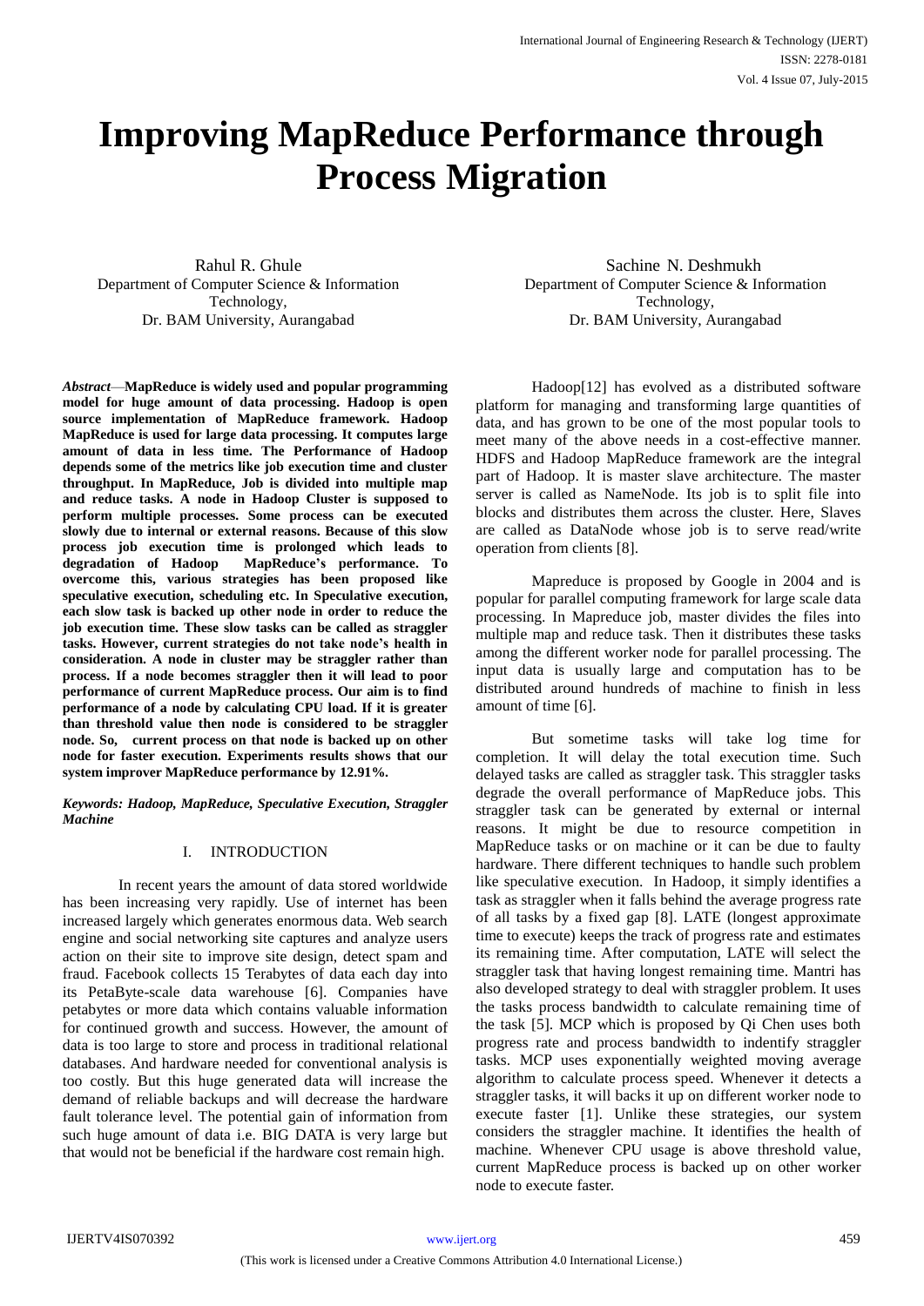# Improving MapReduce Performance through Process Migration

Rahul R. Ghule
Department of Computer Science & Information Technology,
Dr. BAM University, Aurangabad

Sachine N. Deshmukh
Department of Computer Science & Information Technology,
Dr. BAM University, Aurangabad

***Abstract*—MapReduce is widely used and popular programming model for huge amount of data processing. Hadoop is open source implementation of MapReduce framework. Hadoop MapReduce is used for large data processing. It computes large amount of data in less time. The Performance of Hadoop depends some of the metrics like job execution time and cluster throughput. In MapReduce, Job is divided into multiple map and reduce tasks. A node in Hadoop Cluster is supposed to perform multiple processes. Some process can be executed slowly due to internal or external reasons. Because of this slow process job execution time is prolonged which leads to degradation of Hadoop MapReduce's performance. To overcome this, various strategies has been proposed like speculative execution, scheduling etc. In Speculative execution, each slow task is backed up other node in order to reduce the job execution time. These slow tasks can be called as straggler tasks. However, current strategies do not take node's health in consideration. A node in cluster may be straggler rather than process. If a node becomes straggler then it will lead to poor performance of current MapReduce process. Our aim is to find performance of a node by calculating CPU load. If it is greater than threshold value then node is considered to be straggler node. So, current process on that node is backed up on other node for faster execution. Experiments results shows that our system improver MapReduce performance by 12.91%.**

***Keywords: Hadoop, MapReduce, Speculative Execution, Straggler Machine***

## I. INTRODUCTION

In recent years the amount of data stored worldwide has been increasing very rapidly. Use of internet has been increased largely which generates enormous data. Web search engine and social networking site captures and analyze users action on their site to improve site design, detect spam and fraud. Facebook collects 15 Terabytes of data each day into its PetaByte-scale data warehouse [6]. Companies have petabytes or more data which contains valuable information for continued growth and success. However, the amount of data is too large to store and process in traditional relational databases. And hardware needed for conventional analysis is too costly. But this huge generated data will increase the demand of reliable backups and will decrease the hardware fault tolerance level. The potential gain of information from such huge amount of data i.e. BIG DATA is very large but that would not be beneficial if the hardware cost remain high.

Hadoop[12] has evolved as a distributed software platform for managing and transforming large quantities of data, and has grown to be one of the most popular tools to meet many of the above needs in a cost-effective manner. HDFS and Hadoop MapReduce framework are the integral part of Hadoop. It is master slave architecture. The master server is called as NameNode. Its job is to split file into blocks and distributes them across the cluster. Here, Slaves are called as DataNode whose job is to serve read/write operation from clients [8].

Mapreduce is proposed by Google in 2004 and is popular for parallel computing framework for large scale data processing. In Mapreduce job, master divides the files into multiple map and reduce task. Then it distributes these tasks among the different worker node for parallel processing. The input data is usually large and computation has to be distributed around hundreds of machine to finish in less amount of time [6].

But sometime tasks will take log time for completion. It will delay the total execution time. Such delayed tasks are called as straggler task. This straggler tasks degrade the overall performance of MapReduce jobs. This straggler task can be generated by external or internal reasons. It might be due to resource competition in MapReduce tasks or on machine or it can be due to faulty hardware. There different techniques to handle such problem like speculative execution. In Hadoop, it simply identifies a task as straggler when it falls behind the average progress rate of all tasks by a fixed gap [8]. LATE (longest approximate time to execute) keeps the track of progress rate and estimates its remaining time. After computation, LATE will select the straggler task that having longest remaining time. Mantri has also developed strategy to deal with straggler problem. It uses the tasks process bandwidth to calculate remaining time of the task [5]. MCP which is proposed by Qi Chen uses both progress rate and process bandwidth to indentify straggler tasks. MCP uses exponentially weighted moving average algorithm to calculate process speed. Whenever it detects a straggler tasks, it will backs it up on different worker node to execute faster [1]. Unlike these strategies, our system considers the straggler machine. It identifies the health of machine. Whenever CPU usage is above threshold value, current MapReduce process is backed up on other worker node to execute faster.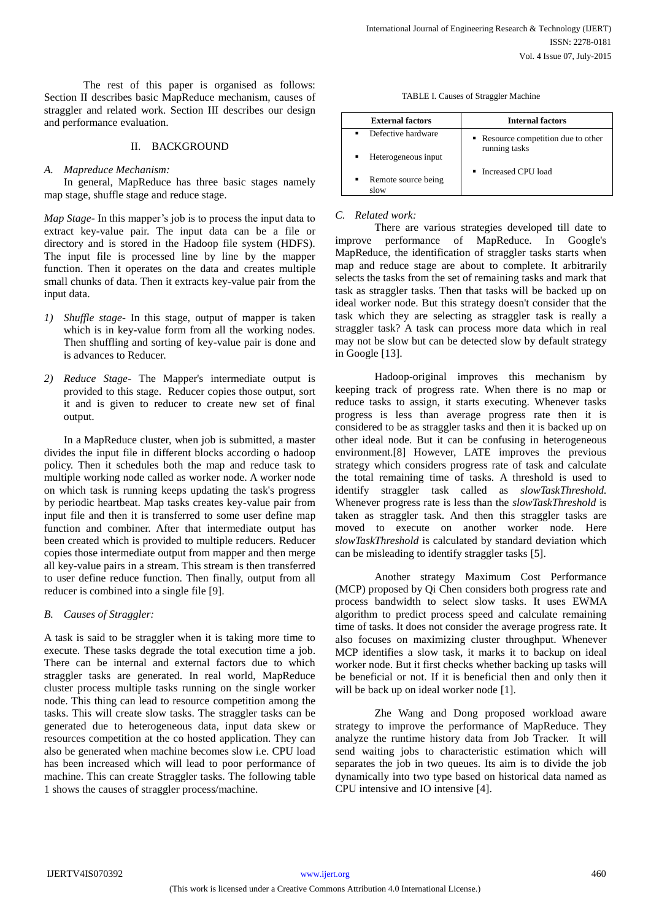The rest of this paper is organised as follows: Section II describes basic MapReduce mechanism, causes of straggler and related work. Section III describes our design and performance evaluation.

## II. BACKGROUND

### *A. Mapreduce Mechanism:*

In general, MapReduce has three basic stages namely map stage, shuffle stage and reduce stage.

*Map Stage-* In this mapper's job is to process the input data to extract key-value pair. The input data can be a file or directory and is stored in the Hadoop file system (HDFS). The input file is processed line by line by the mapper function. Then it operates on the data and creates multiple small chunks of data. Then it extracts key-value pair from the input data.

1) *Shuffle stage-* In this stage, output of mapper is taken which is in key-value form from all the working nodes. Then shuffling and sorting of key-value pair is done and is advances to Reducer.

2) *Reduce Stage-* The Mapper's intermediate output is provided to this stage. Reducer copies those output, sort it and is given to reducer to create new set of final output.

In a MapReduce cluster, when job is submitted, a master divides the input file in different blocks according o hadoop policy. Then it schedules both the map and reduce task to multiple working node called as worker node. A worker node on which task is running keeps updating the task's progress by periodic heartbeat. Map tasks creates key-value pair from input file and then it is transferred to some user define map function and combiner. After that intermediate output has been created which is provided to multiple reducers. Reducer copies those intermediate output from mapper and then merge all key-value pairs in a stream. This stream is then transferred to user define reduce function. Then finally, output from all reducer is combined into a single file [9].

### *B. Causes of Straggler:*

A task is said to be straggler when it is taking more time to execute. These tasks degrade the total execution time a job. There can be internal and external factors due to which straggler tasks are generated. In real world, MapReduce cluster process multiple tasks running on the single worker node. This thing can lead to resource competition among the tasks. This will create slow tasks. The straggler tasks can be generated due to heterogeneous data, input data skew or resources competition at the co hosted application. They can also be generated when machine becomes slow i.e. CPU load has been increased which will lead to poor performance of machine. This can create Straggler tasks. The following table 1 shows the causes of straggler process/machine.

TABLE I. Causes of Straggler Machine

| External factors | Internal factors |
|---|---|
| ▪ Defective hardware<br>▪ Heterogeneous input<br>▪ Remote source being slow | ▪ Resource competition due to other running tasks<br>▪ Increased CPU load |

### *C. Related work:*

There are various strategies developed till date to improve performance of MapReduce. In Google's MapReduce, the identification of straggler tasks starts when map and reduce stage are about to complete. It arbitrarily selects the tasks from the set of remaining tasks and mark that task as straggler tasks. Then that tasks will be backed up on ideal worker node. But this strategy doesn't consider that the task which they are selecting as straggler task is really a straggler task? A task can process more data which in real may not be slow but can be detected slow by default strategy in Google [13].

Hadoop-original improves this mechanism by keeping track of progress rate. When there is no map or reduce tasks to assign, it starts executing. Whenever tasks progress is less than average progress rate then it is considered to be as straggler tasks and then it is backed up on other ideal node. But it can be confusing in heterogeneous environment.[8] However, LATE improves the previous strategy which considers progress rate of task and calculate the total remaining time of tasks. A threshold is used to identify straggler task called as *slowTaskThreshold.* Whenever progress rate is less than the *slowTaskThreshold* is taken as straggler task. And then this straggler tasks are moved to execute on another worker node. Here *slowTaskThreshold* is calculated by standard deviation which can be misleading to identify straggler tasks [5].

Another strategy Maximum Cost Performance (MCP) proposed by Qi Chen considers both progress rate and process bandwidth to select slow tasks. It uses EWMA algorithm to predict process speed and calculate remaining time of tasks. It does not consider the average progress rate. It also focuses on maximizing cluster throughput. Whenever MCP identifies a slow task, it marks it to backup on ideal worker node. But it first checks whether backing up tasks will be beneficial or not. If it is beneficial then and only then it will be back up on ideal worker node [1].

Zhe Wang and Dong proposed workload aware strategy to improve the performance of MapReduce. They analyze the runtime history data from Job Tracker. It will send waiting jobs to characteristic estimation which will separates the job in two queues. Its aim is to divide the job dynamically into two type based on historical data named as CPU intensive and IO intensive [4].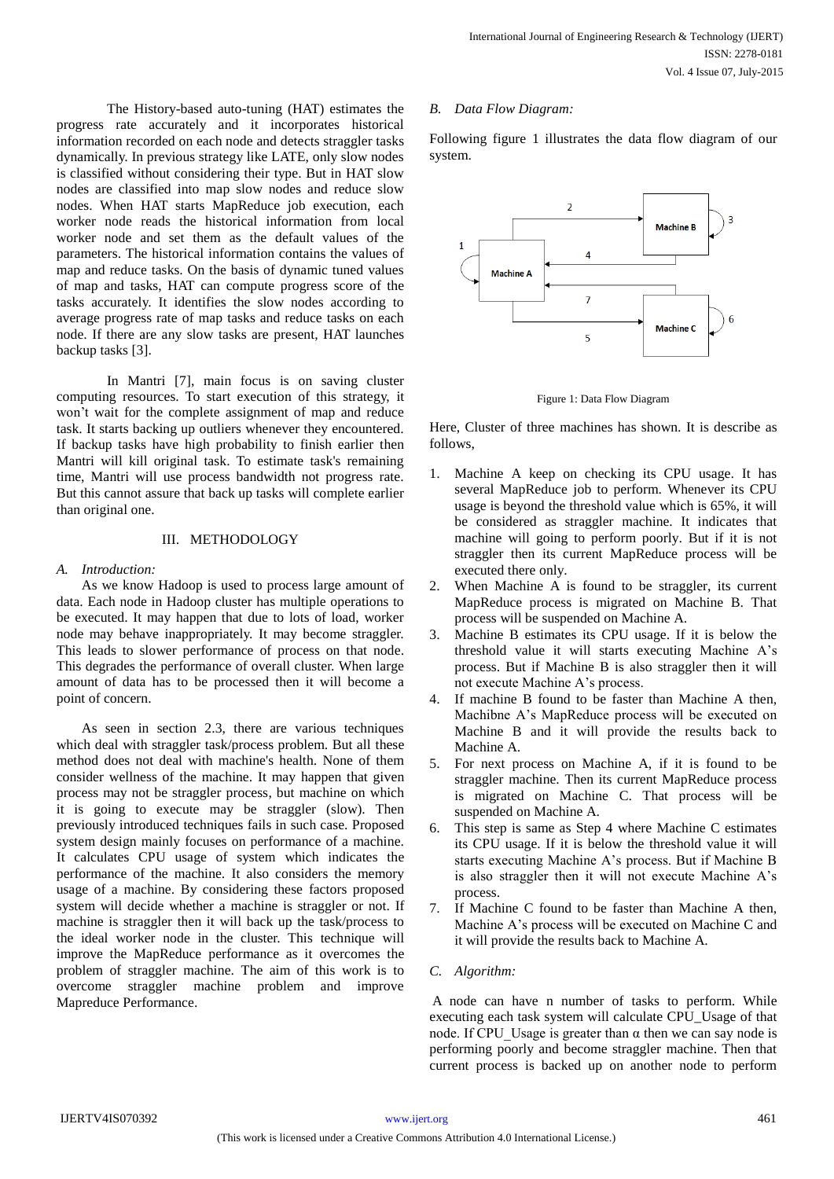The History-based auto-tuning (HAT) estimates the progress rate accurately and it incorporates historical information recorded on each node and detects straggler tasks dynamically. In previous strategy like LATE, only slow nodes is classified without considering their type. But in HAT slow nodes are classified into map slow nodes and reduce slow nodes. When HAT starts MapReduce job execution, each worker node reads the historical information from local worker node and set them as the default values of the parameters. The historical information contains the values of map and reduce tasks. On the basis of dynamic tuned values of map and tasks, HAT can compute progress score of the tasks accurately. It identifies the slow nodes according to average progress rate of map tasks and reduce tasks on each node. If there are any slow tasks are present, HAT launches backup tasks [3].

In Mantri [7], main focus is on saving cluster computing resources. To start execution of this strategy, it won't wait for the complete assignment of map and reduce task. It starts backing up outliers whenever they encountered. If backup tasks have high probability to finish earlier then Mantri will kill original task. To estimate task's remaining time, Mantri will use process bandwidth not progress rate. But this cannot assure that back up tasks will complete earlier than original one.

## III. METHODOLOGY

### *A. Introduction:*

As we know Hadoop is used to process large amount of data. Each node in Hadoop cluster has multiple operations to be executed. It may happen that due to lots of load, worker node may behave inappropriately. It may become straggler. This leads to slower performance of process on that node. This degrades the performance of overall cluster. When large amount of data has to be processed then it will become a point of concern.

As seen in section 2.3, there are various techniques which deal with straggler task/process problem. But all these method does not deal with machine's health. None of them consider wellness of the machine. It may happen that given process may not be straggler process, but machine on which it is going to execute may be straggler (slow). Then previously introduced techniques fails in such case. Proposed system design mainly focuses on performance of a machine. It calculates CPU usage of system which indicates the performance of the machine. It also considers the memory usage of a machine. By considering these factors proposed system will decide whether a machine is straggler or not. If machine is straggler then it will back up the task/process to the ideal worker node in the cluster. This technique will improve the MapReduce performance as it overcomes the problem of straggler machine. The aim of this work is to overcome straggler machine problem and improve Mapreduce Performance.

### *B. Data Flow Diagram:*

Following figure 1 illustrates the data flow diagram of our system.

Figure 1: Data Flow Diagram

Here, Cluster of three machines has shown. It is describe as follows,

1. Machine A keep on checking its CPU usage. It has several MapReduce job to perform. Whenever its CPU usage is beyond the threshold value which is 65%, it will be considered as straggler machine. It indicates that machine will going to perform poorly. But if it is not straggler then its current MapReduce process will be executed there only.
2. When Machine A is found to be straggler, its current MapReduce process is migrated on Machine B. That process will be suspended on Machine A.
3. Machine B estimates its CPU usage. If it is below the threshold value it will starts executing Machine A's process. But if Machine B is also straggler then it will not execute Machine A's process.
4. If machine B found to be faster than Machine A then, Machibne A's MapReduce process will be executed on Machine B and it will provide the results back to Machine A.
5. For next process on Machine A, if it is found to be straggler machine. Then its current MapReduce process is migrated on Machine C. That process will be suspended on Machine A.
6. This step is same as Step 4 where Machine C estimates its CPU usage. If it is below the threshold value it will starts executing Machine A's process. But if Machine B is also straggler then it will not execute Machine A's process.
7. If Machine C found to be faster than Machine A then, Machine A's process will be executed on Machine C and it will provide the results back to Machine A.

### *C. Algorithm:*

A node can have n number of tasks to perform. While executing each task system will calculate CPU_Usage of that node. If CPU_Usage is greater than α then we can say node is performing poorly and become straggler machine. Then that current process is backed up on another node to perform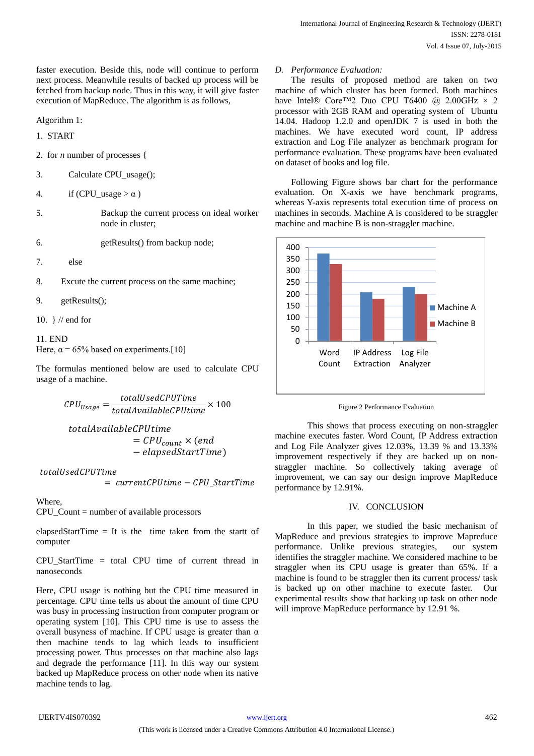faster execution. Beside this, node will continue to perform next process. Meanwhile results of backed up process will be fetched from backup node. Thus in this way, it will give faster execution of MapReduce. The algorithm is as follows,

Algorithm 1:

1. START
2. for *n* number of processes {
3. Calculate CPU_usage();
4. if (CPU_usage > α )
5. Backup the current process on ideal worker node in cluster;
6. getResults() from backup node;
7. else
8. Excute the current process on the same machine;
9. getResults();
10. } // end for
11. END

Here, α = 65% based on experiments.[10]

The formulas mentioned below are used to calculate CPU usage of a machine.

$$CPU_{Usage} = \frac{totalUsedCPUTime}{totalAvailableCPUtime} \times 100$$

$$totalAvailableCPUtime = CPU_{count} \times (end - elapsedStartTime)$$

$$totalUsedCPUTime = currentCPUtime - CPU\_StartTime$$

Where,
CPU_Count = number of available processors

elapsedStartTime = It is the time taken from the startt of computer

CPU_StartTime = total CPU time of current thread in nanoseconds

Here, CPU usage is nothing but the CPU time measured in percentage. CPU time tells us about the amount of time CPU was busy in processing instruction from computer program or operating system [10]. This CPU time is use to assess the overall busyness of machine. If CPU usage is greater than α then machine tends to lag which leads to insufficient processing power. Thus processes on that machine also lags and degrade the performance [11]. In this way our system backed up MapReduce process on other node when its native machine tends to lag.

### D. *Performance Evaluation:*

The results of proposed method are taken on two machine of which cluster has been formed. Both machines have Intel® Core™2 Duo CPU T6400 @ 2.00GHz × 2 processor with 2GB RAM and operating system of Ubuntu 14.04. Hadoop 1.2.0 and openJDK 7 is used in both the machines. We have executed word count, IP address extraction and Log File analyzer as benchmark program for performance evaluation. These programs have been evaluated on dataset of books and log file.

Following Figure shows bar chart for the performance evaluation. On X-axis we have benchmark programs, whereas Y-axis represents total execution time of process on machines in seconds. Machine A is considered to be straggler machine and machine B is non-straggler machine.

Figure 2 Performance Evaluation

This shows that process executing on non-straggler machine executes faster. Word Count, IP Address extraction and Log File Analyzer gives 12.03%, 13.39 % and 13.33% improvement respectively if they are backed up on non-straggler machine. So collectively taking average of improvement, we can say our design improve MapReduce performance by 12.91%.

## IV. CONCLUSION

In this paper, we studied the basic mechanism of MapReduce and previous strategies to improve Mapreduce performance. Unlike previous strategies, our system identifies the straggler machine. We considered machine to be straggler when its CPU usage is greater than 65%. If a machine is found to be straggler then its current process/ task is backed up on other machine to execute faster. Our experimental results show that backing up task on other node will improve MapReduce performance by 12.91 %.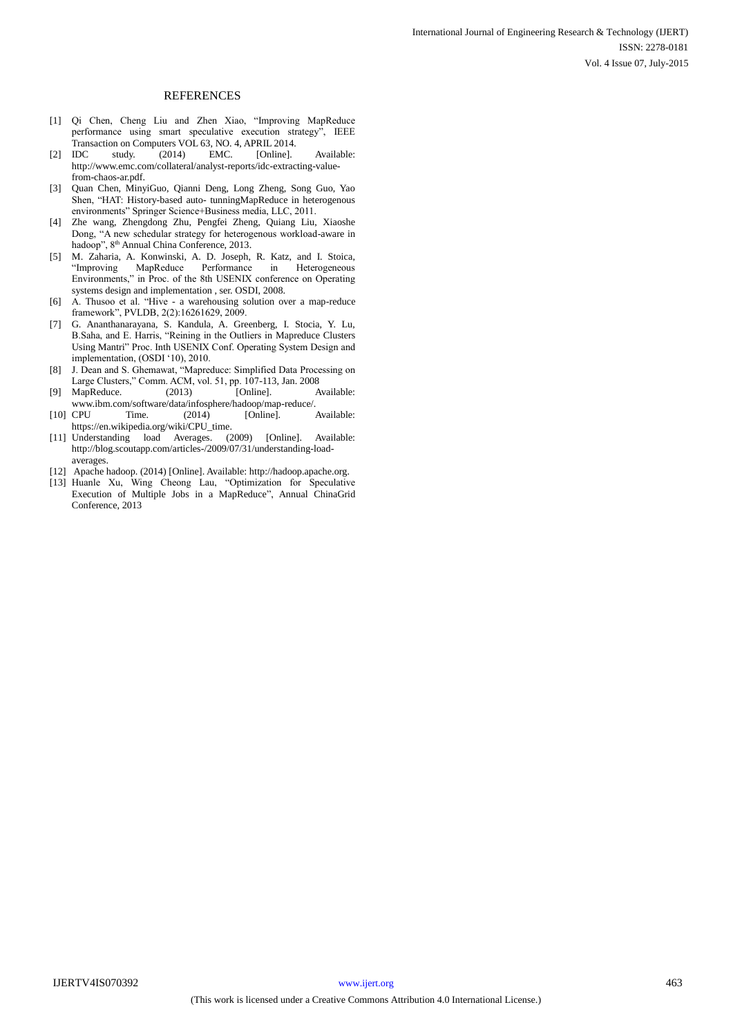# REFERENCES

[1] Qi Chen, Cheng Liu and Zhen Xiao, "Improving MapReduce performance using smart speculative execution strategy", IEEE Transaction on Computers VOL 63, NO. 4, APRIL 2014.

[2] IDC study. (2014) EMC. [Online]. Available: http://www.emc.com/collateral/analyst-reports/idc-extracting-value-from-chaos-ar.pdf.

[3] Quan Chen, MinyiGuo, Qianni Deng, Long Zheng, Song Guo, Yao Shen, "HAT: History-based auto- tunningMapReduce in heterogenous environments" Springer Science+Business media, LLC, 2011.

[4] Zhe wang, Zhengdong Zhu, Pengfei Zheng, Quiang Liu, Xiaoshe Dong, "A new schedular strategy for heterogenous workload-aware in hadoop", 8th Annual China Conference, 2013.

[5] M. Zaharia, A. Konwinski, A. D. Joseph, R. Katz, and I. Stoica, "Improving MapReduce Performance in Heterogeneous Environments," in Proc. of the 8th USENIX conference on Operating systems design and implementation , ser. OSDI, 2008.

[6] A. Thusoo et al. "Hive - a warehousing solution over a map-reduce framework", PVLDB, 2(2):16261629, 2009.

[7] G. Ananthanarayana, S. Kandula, A. Greenberg, I. Stocia, Y. Lu, B.Saha, and E. Harris, "Reining in the Outliers in Mapreduce Clusters Using Mantri" Proc. Inth USENIX Conf. Operating System Design and implementation, (OSDI '10), 2010.

[8] J. Dean and S. Ghemawat, "Mapreduce: Simplified Data Processing on Large Clusters," Comm. ACM, vol. 51, pp. 107-113, Jan. 2008

[9] MapReduce. (2013) [Online]. Available: www.ibm.com/software/data/infosphere/hadoop/map-reduce/.

[10] CPU Time. (2014) [Online]. Available: https://en.wikipedia.org/wiki/CPU_time.

[11] Understanding load Averages. (2009) [Online]. Available: http://blog.scoutapp.com/articles-/2009/07/31/understanding-load-averages.

[12] Apache hadoop. (2014) [Online]. Available: http://hadoop.apache.org.

[13] Huanle Xu, Wing Cheong Lau, "Optimization for Speculative Execution of Multiple Jobs in a MapReduce", Annual ChinaGrid Conference, 2013